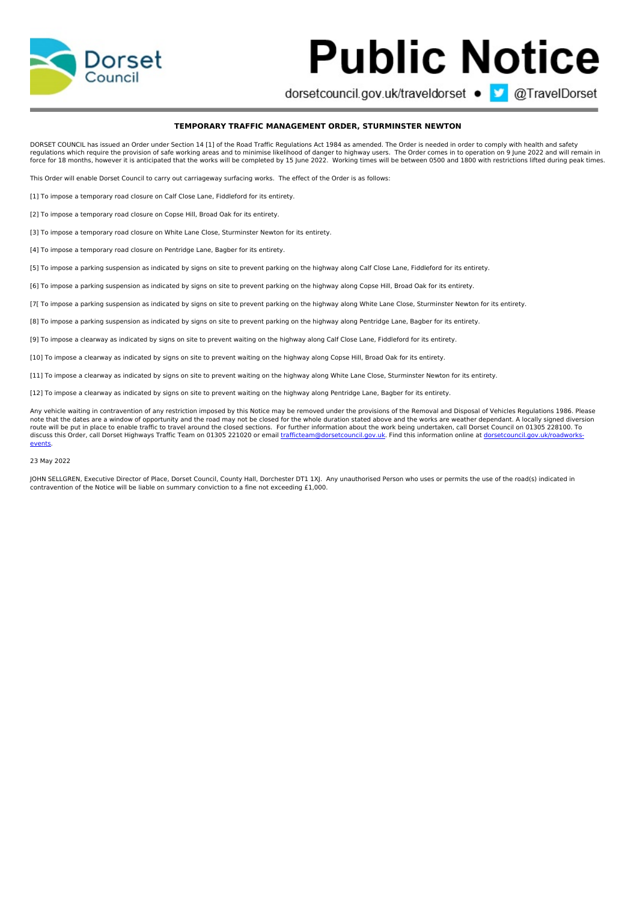# Public Notice

dorsetcouncil.gov.uk/traveldorset • @TravelDorset

**TEMPORARY TRAFFIC MANAGEMENT ORDER, STURMINSTER NEWTON**

DORSET COUNCIL has issued an Order under Section 14 [1] of the Road Traffic Regulations Act 1984 as amended. The Order is needed in order to comply with health and safety regulations which require the provision of safe working areas and to minimise likelihood of danger to highway users. The Order comes in to operation on 9 June 2022 and will remain in force for 18 months, however it is anticipated that the works will be completed by 15 June 2022. Working times will be between 0500 and 1800 with restrictions lifted during peak times.

This Order will enable Dorset Council to carry out carriageway surfacing works. The effect of the Order is as follows:

[1] To impose a temporary road closure on Calf Close Lane, Fiddleford for its entirety.

[2] To impose a temporary road closure on Copse Hill, Broad Oak for its entirety.

[3] To impose a temporary road closure on White Lane Close, Sturminster Newton for its entirety.

[4] To impose a temporary road closure on Pentridge Lane, Bagber for its entirety.

[5] To impose a parking suspension as indicated by signs on site to prevent parking on the highway along Calf Close Lane, Fiddleford for its entirety.

[6] To impose a parking suspension as indicated by signs on site to prevent parking on the highway along Copse Hill, Broad Oak for its entirety.

[7[ To impose a parking suspension as indicated by signs on site to prevent parking on the highway along White Lane Close, Sturminster Newton for its entirety.

[8] To impose a parking suspension as indicated by signs on site to prevent parking on the highway along Pentridge Lane, Bagber for its entirety.

[9] To impose a clearway as indicated by signs on site to prevent waiting on the highway along Calf Close Lane, Fiddleford for its entirety.

[10] To impose a clearway as indicated by signs on site to prevent waiting on the highway along Copse Hill, Broad Oak for its entirety.

[11] To impose a clearway as indicated by signs on site to prevent waiting on the highway along White Lane Close, Sturminster Newton for its entirety.

[12] To impose a clearway as indicated by signs on site to prevent waiting on the highway along Pentridge Lane, Bagber for its entirety.

Any vehicle waiting in contravention of any restriction imposed by this Notice may be removed under the provisions of the Removal and Disposal of Vehicles Regulations 1986. Please note that the dates are a window of opportunity and the road may not be closed for the whole duration stated above and the works are weather dependant. A locally signed diversion route will be put in place to enable traffic to travel around the closed sections. For further information about the work being undertaken, call Dorset Council on 01305 228100. To discuss this Order, call Dorset Highways Traffic Team on 01305 221020 or email trafficteam@dorsetcouncil.gov.uk. Find this information online at dorsetcouncil.gov.uk/roadworks-events.

23 May 2022

JOHN SELLGREN, Executive Director of Place, Dorset Council, County Hall, Dorchester DT1 1XJ. Any unauthorised Person who uses or permits the use of the road(s) indicated in contravention of the Notice will be liable on summary conviction to a fine not exceeding £1,000.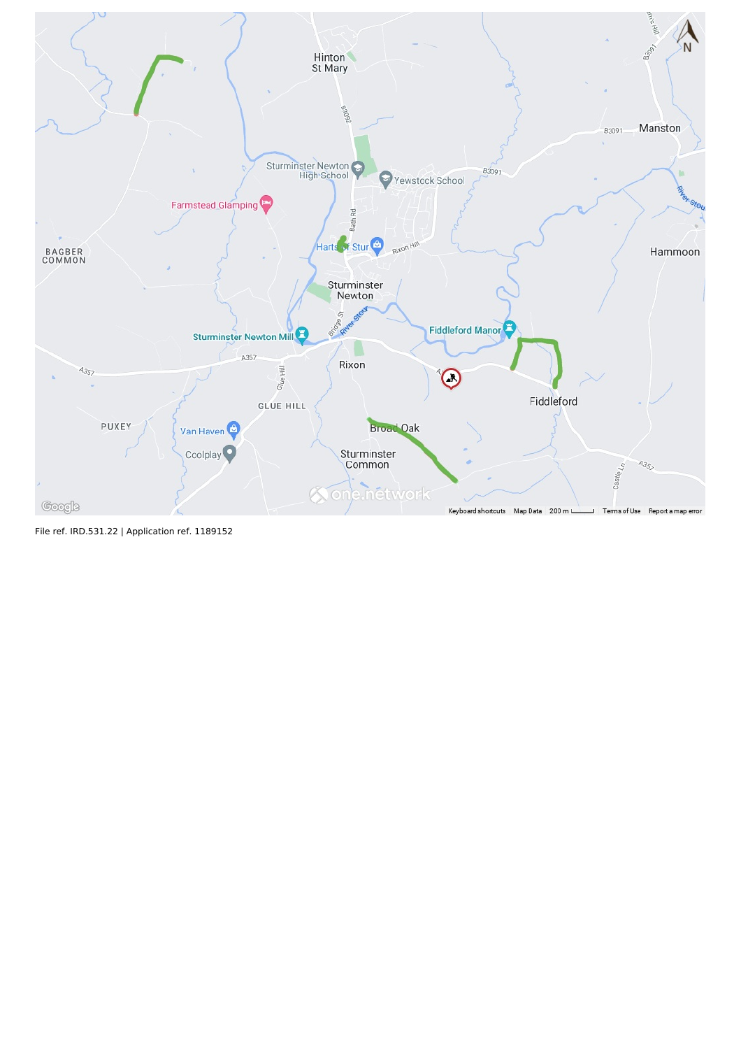File ref. IRD.531.22 | Application ref. 1189152